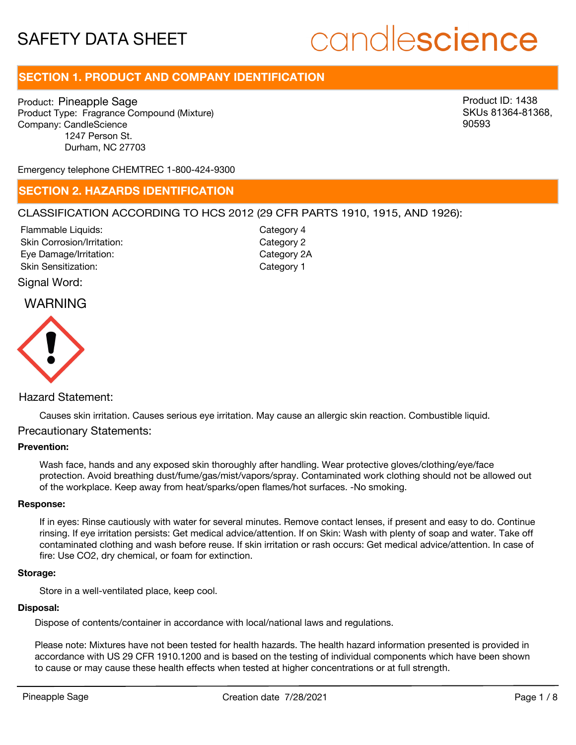# SAFETY DATA SHEET

candlescience

## SECTION 1. PRODUCT AND COMPANY IDENTIFICATION

Product: Pineapple Sage
Product Type: Fragrance Compound (Mixture)
Company: CandleScience
1247 Person St.
Durham, NC 27703

Product ID: 1438
SKUs 81364-81368, 90593

Emergency telephone CHEMTREC 1-800-424-9300

## SECTION 2. HAZARDS IDENTIFICATION

CLASSIFICATION ACCORDING TO HCS 2012 (29 CFR PARTS 1910, 1915, AND 1926):

| | |
|---|---|
| Flammable Liquids: | Category 4 |
| Skin Corrosion/Irritation: | Category 2 |
| Eye Damage/Irritation: | Category 2A |
| Skin Sensitization: | Category 1 |

Signal Word:

WARNING

Hazard Statement:

Causes skin irritation. Causes serious eye irritation. May cause an allergic skin reaction. Combustible liquid.

Precautionary Statements:

**Prevention:**

Wash face, hands and any exposed skin thoroughly after handling. Wear protective gloves/clothing/eye/face protection. Avoid breathing dust/fume/gas/mist/vapors/spray. Contaminated work clothing should not be allowed out of the workplace. Keep away from heat/sparks/open flames/hot surfaces. -No smoking.

**Response:**

If in eyes: Rinse cautiously with water for several minutes. Remove contact lenses, if present and easy to do. Continue rinsing. If eye irritation persists: Get medical advice/attention. If on Skin: Wash with plenty of soap and water. Take off contaminated clothing and wash before reuse. If skin irritation or rash occurs: Get medical advice/attention. In case of fire: Use CO2, dry chemical, or foam for extinction.

**Storage:**

Store in a well-ventilated place, keep cool.

**Disposal:**

Dispose of contents/container in accordance with local/national laws and regulations.

Please note: Mixtures have not been tested for health hazards. The health hazard information presented is provided in accordance with US 29 CFR 1910.1200 and is based on the testing of individual components which have been shown to cause or may cause these health effects when tested at higher concentrations or at full strength.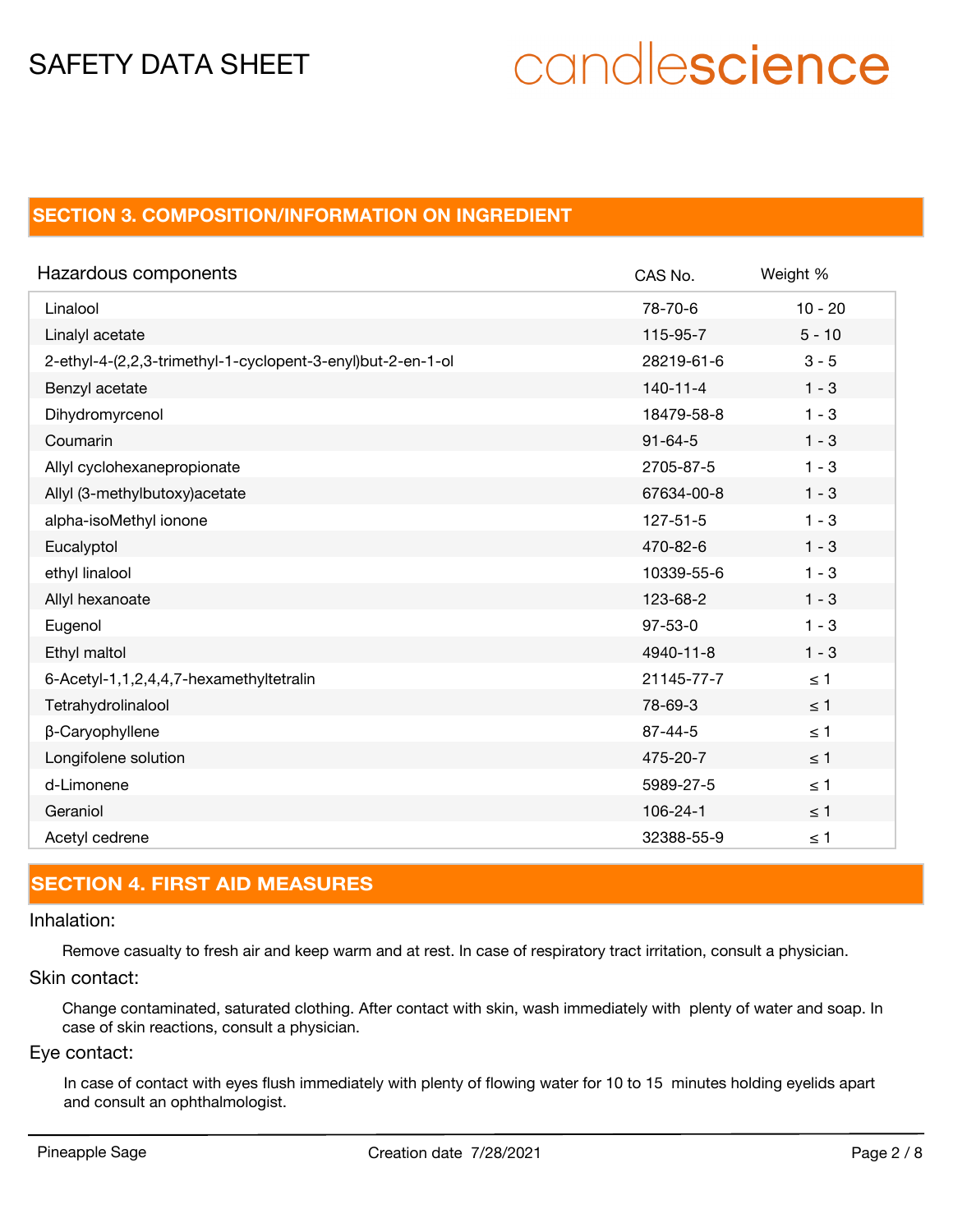## SECTION 3. COMPOSITION/INFORMATION ON INGREDIENT

| Hazardous components | CAS No. | Weight % |
|---|---|---|
| Linalool | 78-70-6 | 10 - 20 |
| Linalyl acetate | 115-95-7 | 5 - 10 |
| 2-ethyl-4-(2,2,3-trimethyl-1-cyclopent-3-enyl)but-2-en-1-ol | 28219-61-6 | 3 - 5 |
| Benzyl acetate | 140-11-4 | 1 - 3 |
| Dihydromyrcenol | 18479-58-8 | 1 - 3 |
| Coumarin | 91-64-5 | 1 - 3 |
| Allyl cyclohexanepropionate | 2705-87-5 | 1 - 3 |
| Allyl (3-methylbutoxy)acetate | 67634-00-8 | 1 - 3 |
| alpha-isoMethyl ionone | 127-51-5 | 1 - 3 |
| Eucalyptol | 470-82-6 | 1 - 3 |
| ethyl linalool | 10339-55-6 | 1 - 3 |
| Allyl hexanoate | 123-68-2 | 1 - 3 |
| Eugenol | 97-53-0 | 1 - 3 |
| Ethyl maltol | 4940-11-8 | 1 - 3 |
| 6-Acetyl-1,1,2,4,4,7-hexamethyltetralin | 21145-77-7 | ≤ 1 |
| Tetrahydrolinalool | 78-69-3 | ≤ 1 |
| β-Caryophyllene | 87-44-5 | ≤ 1 |
| Longifolene solution | 475-20-7 | ≤ 1 |
| d-Limonene | 5989-27-5 | ≤ 1 |
| Geraniol | 106-24-1 | ≤ 1 |
| Acetyl cedrene | 32388-55-9 | ≤ 1 |

## SECTION 4. FIRST AID MEASURES

### Inhalation:

Remove casualty to fresh air and keep warm and at rest. In case of respiratory tract irritation, consult a physician.

### Skin contact:

Change contaminated, saturated clothing. After contact with skin, wash immediately with plenty of water and soap. In case of skin reactions, consult a physician.

### Eye contact:

In case of contact with eyes flush immediately with plenty of flowing water for 10 to 15 minutes holding eyelids apart and consult an ophthalmologist.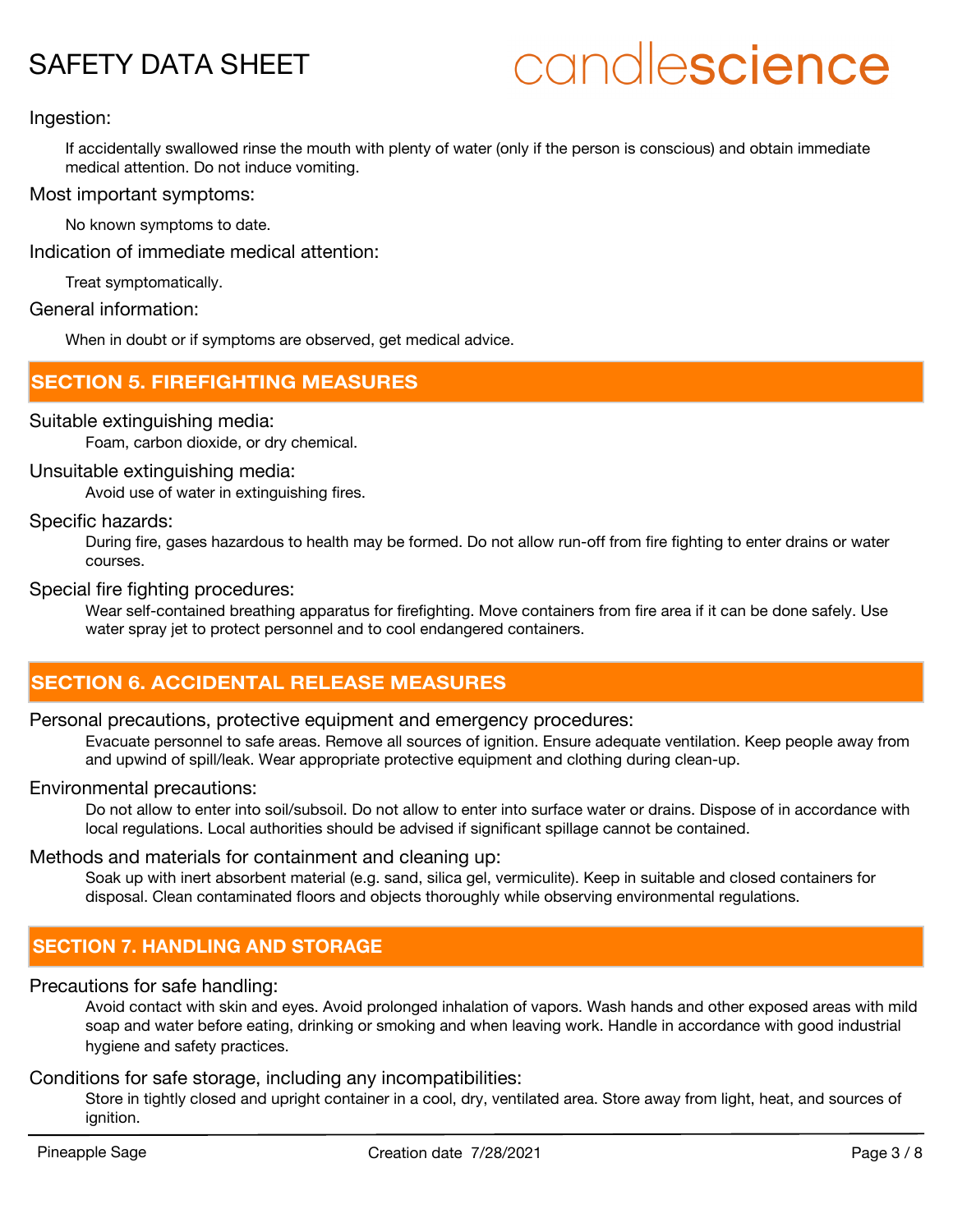### Ingestion:

If accidentally swallowed rinse the mouth with plenty of water (only if the person is conscious) and obtain immediate medical attention. Do not induce vomiting.

### Most important symptoms:

No known symptoms to date.

### Indication of immediate medical attention:

Treat symptomatically.

### General information:

When in doubt or if symptoms are observed, get medical advice.

## SECTION 5. FIREFIGHTING MEASURES

### Suitable extinguishing media:

Foam, carbon dioxide, or dry chemical.

### Unsuitable extinguishing media:

Avoid use of water in extinguishing fires.

### Specific hazards:

During fire, gases hazardous to health may be formed. Do not allow run-off from fire fighting to enter drains or water courses.

### Special fire fighting procedures:

Wear self-contained breathing apparatus for firefighting. Move containers from fire area if it can be done safely. Use water spray jet to protect personnel and to cool endangered containers.

## SECTION 6. ACCIDENTAL RELEASE MEASURES

### Personal precautions, protective equipment and emergency procedures:

Evacuate personnel to safe areas. Remove all sources of ignition. Ensure adequate ventilation. Keep people away from and upwind of spill/leak. Wear appropriate protective equipment and clothing during clean-up.

### Environmental precautions:

Do not allow to enter into soil/subsoil. Do not allow to enter into surface water or drains. Dispose of in accordance with local regulations. Local authorities should be advised if significant spillage cannot be contained.

### Methods and materials for containment and cleaning up:

Soak up with inert absorbent material (e.g. sand, silica gel, vermiculite). Keep in suitable and closed containers for disposal. Clean contaminated floors and objects thoroughly while observing environmental regulations.

## SECTION 7. HANDLING AND STORAGE

### Precautions for safe handling:

Avoid contact with skin and eyes. Avoid prolonged inhalation of vapors. Wash hands and other exposed areas with mild soap and water before eating, drinking or smoking and when leaving work. Handle in accordance with good industrial hygiene and safety practices.

### Conditions for safe storage, including any incompatibilities:

Store in tightly closed and upright container in a cool, dry, ventilated area. Store away from light, heat, and sources of ignition.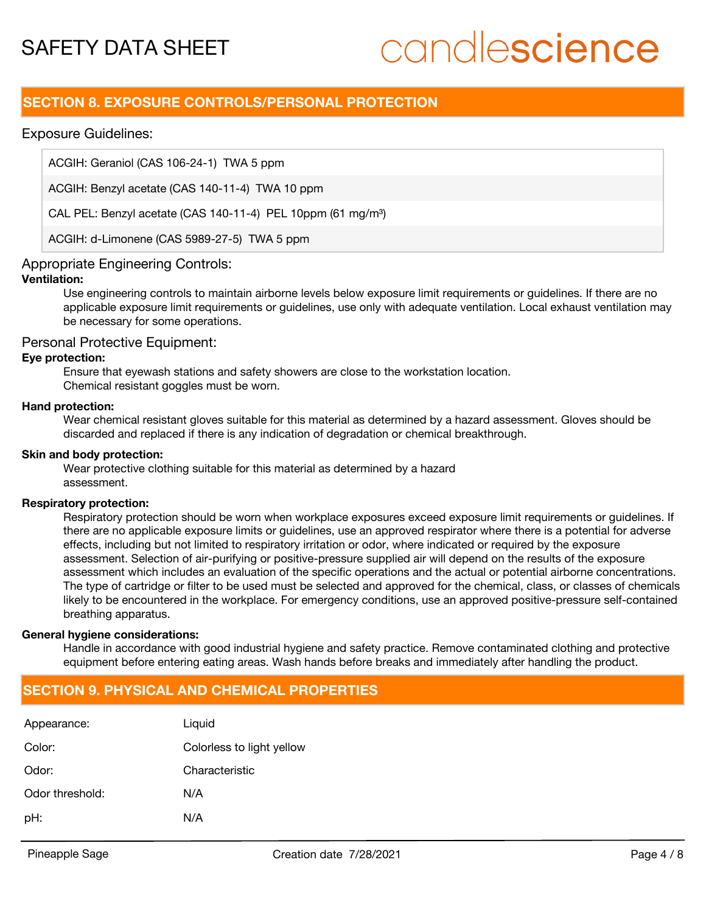## SECTION 8. EXPOSURE CONTROLS/PERSONAL PROTECTION

### Exposure Guidelines:

| |
|---|
| ACGIH: Geraniol (CAS 106-24-1) TWA 5 ppm |
| ACGIH: Benzyl acetate (CAS 140-11-4) TWA 10 ppm |
| CAL PEL: Benzyl acetate (CAS 140-11-4) PEL 10ppm (61 mg/m³) |
| ACGIH: d-Limonene (CAS 5989-27-5) TWA 5 ppm |

### Appropriate Engineering Controls:

**Ventilation:**

Use engineering controls to maintain airborne levels below exposure limit requirements or guidelines. If there are no applicable exposure limit requirements or guidelines, use only with adequate ventilation. Local exhaust ventilation may be necessary for some operations.

### Personal Protective Equipment:

**Eye protection:**

Ensure that eyewash stations and safety showers are close to the workstation location.
Chemical resistant goggles must be worn.

**Hand protection:**

Wear chemical resistant gloves suitable for this material as determined by a hazard assessment. Gloves should be discarded and replaced if there is any indication of degradation or chemical breakthrough.

**Skin and body protection:**

Wear protective clothing suitable for this material as determined by a hazard assessment.

**Respiratory protection:**

Respiratory protection should be worn when workplace exposures exceed exposure limit requirements or guidelines. If there are no applicable exposure limits or guidelines, use an approved respirator where there is a potential for adverse effects, including but not limited to respiratory irritation or odor, where indicated or required by the exposure assessment. Selection of air-purifying or positive-pressure supplied air will depend on the results of the exposure assessment which includes an evaluation of the specific operations and the actual or potential airborne concentrations. The type of cartridge or filter to be used must be selected and approved for the chemical, class, or classes of chemicals likely to be encountered in the workplace. For emergency conditions, use an approved positive-pressure self-contained breathing apparatus.

**General hygiene considerations:**

Handle in accordance with good industrial hygiene and safety practice. Remove contaminated clothing and protective equipment before entering eating areas. Wash hands before breaks and immediately after handling the product.

## SECTION 9. PHYSICAL AND CHEMICAL PROPERTIES

| | |
|---|---|
| Appearance: | Liquid |
| Color: | Colorless to light yellow |
| Odor: | Characteristic |
| Odor threshold: | N/A |
| pH: | N/A |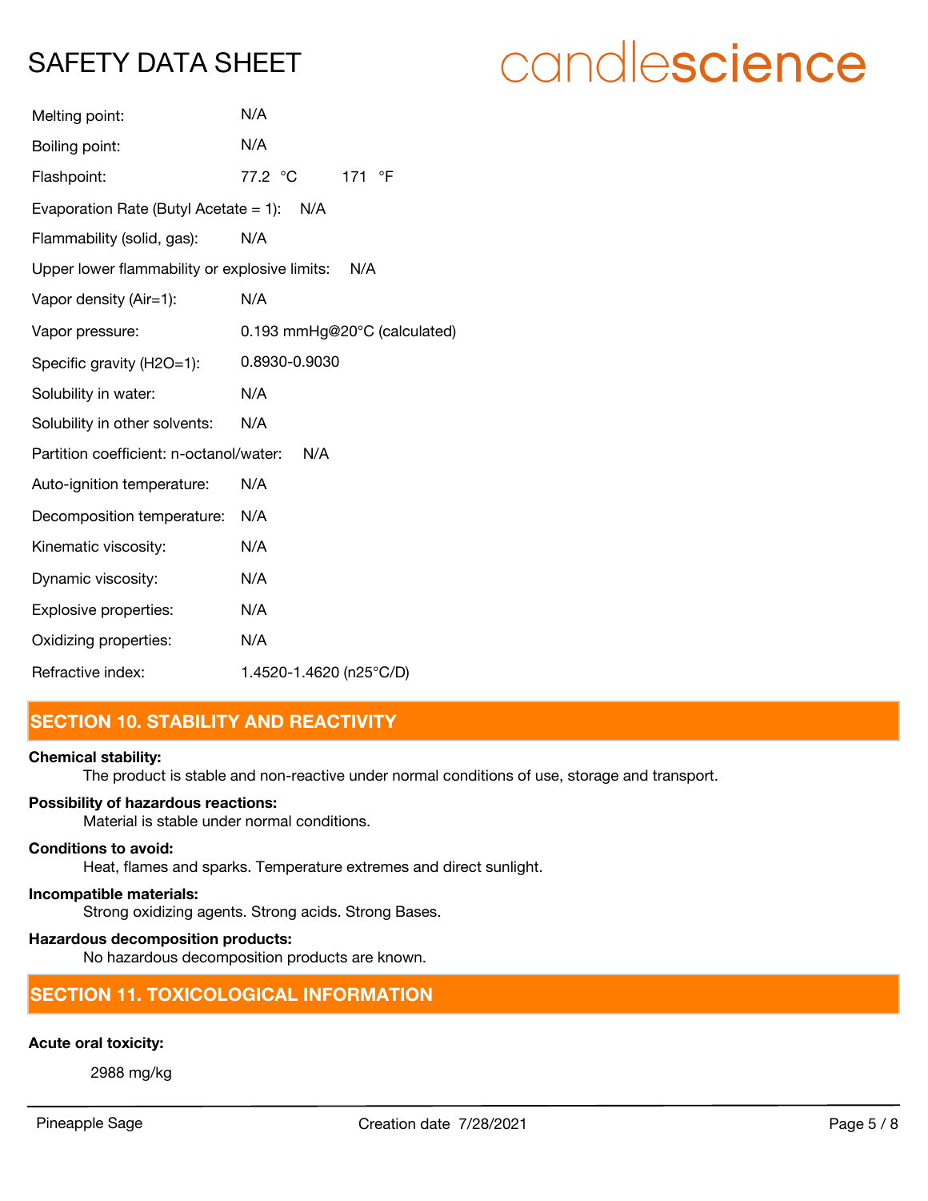Melting point: N/A

Boiling point: N/A

Flashpoint: 77.2 °C 171 °F

Evaporation Rate (Butyl Acetate = 1): N/A

Flammability (solid, gas): N/A

Upper lower flammability or explosive limits: N/A

Vapor density (Air=1): N/A

Vapor pressure: 0.193 mmHg@20°C (calculated)

Specific gravity (H2O=1): 0.8930-0.9030

Solubility in water: N/A

Solubility in other solvents: N/A

Partition coefficient: n-octanol/water: N/A

Auto-ignition temperature: N/A

Decomposition temperature: N/A

Kinematic viscosity: N/A

Dynamic viscosity: N/A

Explosive properties: N/A

Oxidizing properties: N/A

Refractive index: 1.4520-1.4620 (n25°C/D)

## SECTION 10. STABILITY AND REACTIVITY

**Chemical stability:**

The product is stable and non-reactive under normal conditions of use, storage and transport.

**Possibility of hazardous reactions:**

Material is stable under normal conditions.

**Conditions to avoid:**

Heat, flames and sparks. Temperature extremes and direct sunlight.

**Incompatible materials:**

Strong oxidizing agents. Strong acids. Strong Bases.

**Hazardous decomposition products:**

No hazardous decomposition products are known.

## SECTION 11. TOXICOLOGICAL INFORMATION

**Acute oral toxicity:**

2988 mg/kg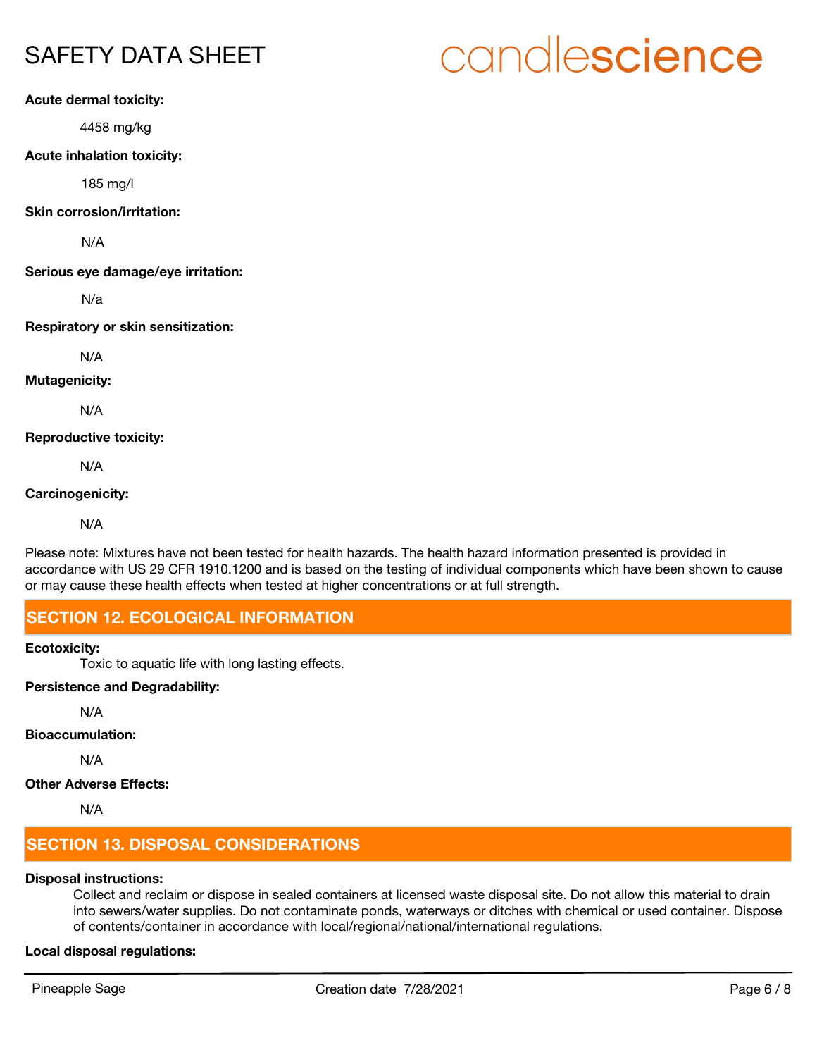**Acute dermal toxicity:**

4458 mg/kg

**Acute inhalation toxicity:**

185 mg/l

**Skin corrosion/irritation:**

N/A

**Serious eye damage/eye irritation:**

N/a

**Respiratory or skin sensitization:**

N/A

**Mutagenicity:**

N/A

**Reproductive toxicity:**

N/A

**Carcinogenicity:**

N/A

Please note: Mixtures have not been tested for health hazards. The health hazard information presented is provided in accordance with US 29 CFR 1910.1200 and is based on the testing of individual components which have been shown to cause or may cause these health effects when tested at higher concentrations or at full strength.

## SECTION 12. ECOLOGICAL INFORMATION

**Ecotoxicity:**

Toxic to aquatic life with long lasting effects.

**Persistence and Degradability:**

N/A

**Bioaccumulation:**

N/A

**Other Adverse Effects:**

N/A

## SECTION 13. DISPOSAL CONSIDERATIONS

**Disposal instructions:**

Collect and reclaim or dispose in sealed containers at licensed waste disposal site. Do not allow this material to drain into sewers/water supplies. Do not contaminate ponds, waterways or ditches with chemical or used container. Dispose of contents/container in accordance with local/regional/national/international regulations.

**Local disposal regulations:**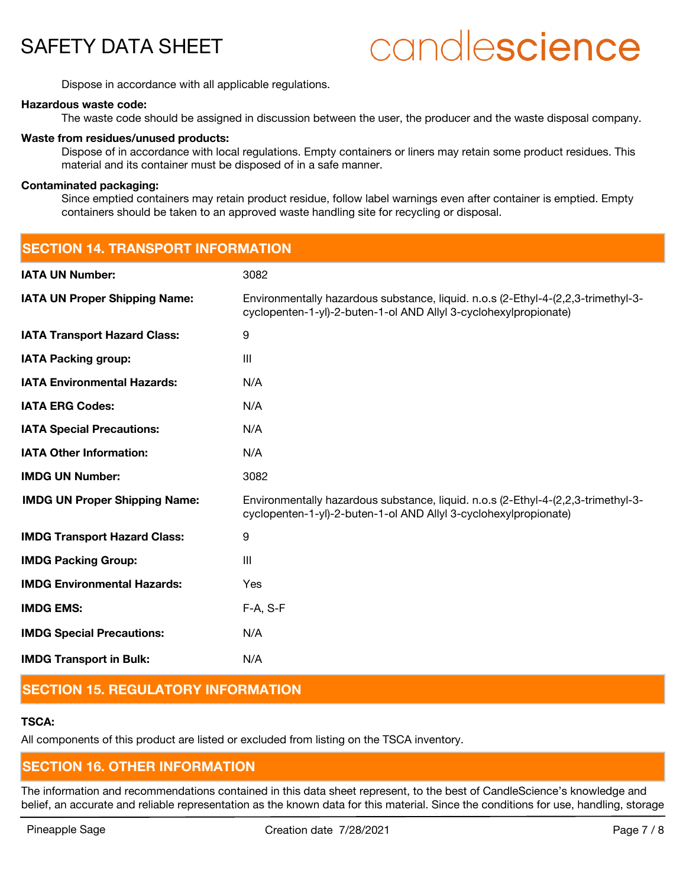Dispose in accordance with all applicable regulations.

**Hazardous waste code:**

The waste code should be assigned in discussion between the user, the producer and the waste disposal company.

**Waste from residues/unused products:**

Dispose of in accordance with local regulations. Empty containers or liners may retain some product residues. This material and its container must be disposed of in a safe manner.

**Contaminated packaging:**

Since emptied containers may retain product residue, follow label warnings even after container is emptied. Empty containers should be taken to an approved waste handling site for recycling or disposal.

## SECTION 14. TRANSPORT INFORMATION

| | |
|---|---|
| **IATA UN Number:** | 3082 |
| **IATA UN Proper Shipping Name:** | Environmentally hazardous substance, liquid. n.o.s (2-Ethyl-4-(2,2,3-trimethyl-3-cyclopenten-1-yl)-2-buten-1-ol AND Allyl 3-cyclohexylpropionate) |
| **IATA Transport Hazard Class:** | 9 |
| **IATA Packing group:** | III |
| **IATA Environmental Hazards:** | N/A |
| **IATA ERG Codes:** | N/A |
| **IATA Special Precautions:** | N/A |
| **IATA Other Information:** | N/A |
| **IMDG UN Number:** | 3082 |
| **IMDG UN Proper Shipping Name:** | Environmentally hazardous substance, liquid. n.o.s (2-Ethyl-4-(2,2,3-trimethyl-3-cyclopenten-1-yl)-2-buten-1-ol AND Allyl 3-cyclohexylpropionate) |
| **IMDG Transport Hazard Class:** | 9 |
| **IMDG Packing Group:** | III |
| **IMDG Environmental Hazards:** | Yes |
| **IMDG EMS:** | F-A, S-F |
| **IMDG Special Precautions:** | N/A |
| **IMDG Transport in Bulk:** | N/A |

## SECTION 15. REGULATORY INFORMATION

**TSCA:**

All components of this product are listed or excluded from listing on the TSCA inventory.

## SECTION 16. OTHER INFORMATION

The information and recommendations contained in this data sheet represent, to the best of CandleScience's knowledge and belief, an accurate and reliable representation as the known data for this material. Since the conditions for use, handling, storage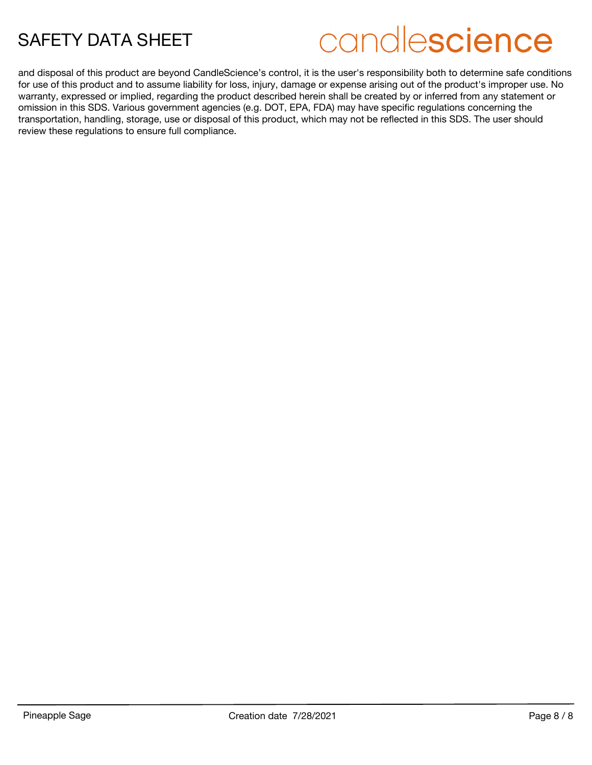and disposal of this product are beyond CandleScience's control, it is the user's responsibility both to determine safe conditions for use of this product and to assume liability for loss, injury, damage or expense arising out of the product's improper use. No warranty, expressed or implied, regarding the product described herein shall be created by or inferred from any statement or omission in this SDS. Various government agencies (e.g. DOT, EPA, FDA) may have specific regulations concerning the transportation, handling, storage, use or disposal of this product, which may not be reflected in this SDS. The user should review these regulations to ensure full compliance.